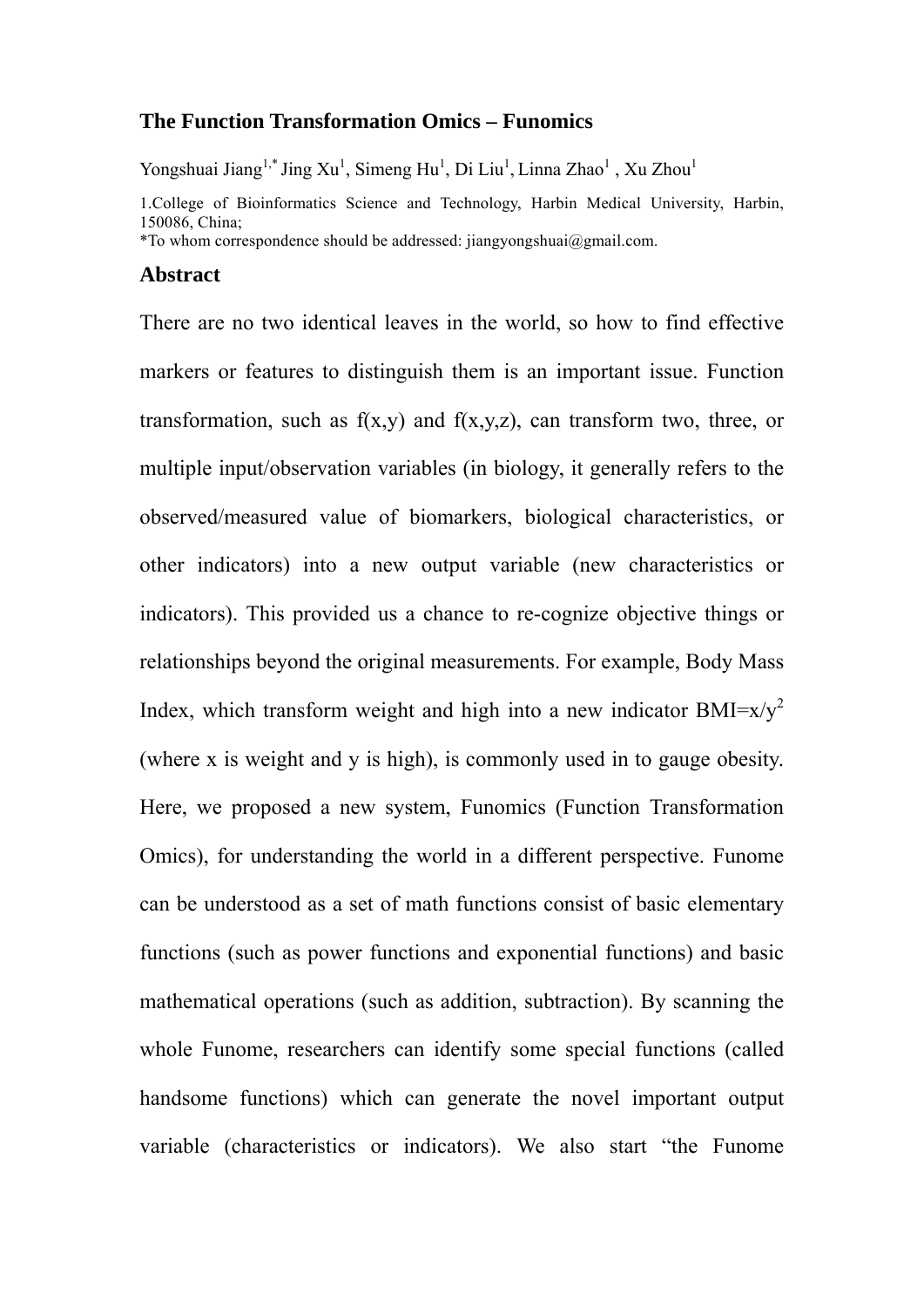# The Function Transformation Omics – Funomics

Yongshuai Jiang[1,*] Jing Xu[1], Simeng Hu[1], Di Liu[1], Linna Zhao[1] , Xu Zhou[1]

1.College of Bioinformatics Science and Technology, Harbin Medical University, Harbin, 150086, China;

*To whom correspondence should be addressed: jiangyongshuai@gmail.com.

## Abstract

There are no two identical leaves in the world, so how to find effective markers or features to distinguish them is an important issue. Function transformation, such as f(x,y) and f(x,y,z), can transform two, three, or multiple input/observation variables (in biology, it generally refers to the observed/measured value of biomarkers, biological characteristics, or other indicators) into a new output variable (new characteristics or indicators). This provided us a chance to re-cognize objective things or relationships beyond the original measurements. For example, Body Mass Index, which transform weight and high into a new indicator $BMI=x/y^2$ (where x is weight and y is high), is commonly used in to gauge obesity. Here, we proposed a new system, Funomics (Function Transformation Omics), for understanding the world in a different perspective. Funome can be understood as a set of math functions consist of basic elementary functions (such as power functions and exponential functions) and basic mathematical operations (such as addition, subtraction). By scanning the whole Funome, researchers can identify some special functions (called handsome functions) which can generate the novel important output variable (characteristics or indicators). We also start "the Funome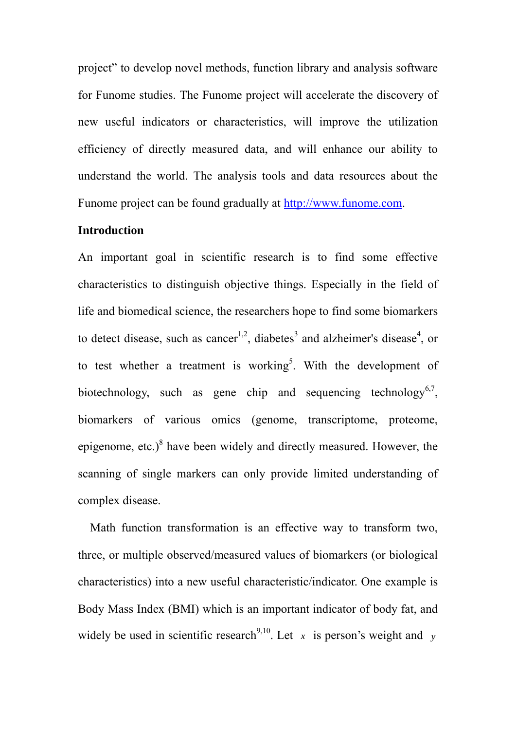project" to develop novel methods, function library and analysis software for Funome studies. The Funome project will accelerate the discovery of new useful indicators or characteristics, will improve the utilization efficiency of directly measured data, and will enhance our ability to understand the world. The analysis tools and data resources about the Funome project can be found gradually at http://www.funome.com.

## Introduction

An important goal in scientific research is to find some effective characteristics to distinguish objective things. Especially in the field of life and biomedical science, the researchers hope to find some biomarkers to detect disease, such as cancer[1,2], diabetes[3] and alzheimer's disease[4], or to test whether a treatment is working[5]. With the development of biotechnology, such as gene chip and sequencing technology[6,7], biomarkers of various omics (genome, transcriptome, proteome, epigenome, etc.)[8] have been widely and directly measured. However, the scanning of single markers can only provide limited understanding of complex disease.

Math function transformation is an effective way to transform two, three, or multiple observed/measured values of biomarkers (or biological characteristics) into a new useful characteristic/indicator. One example is Body Mass Index (BMI) which is an important indicator of body fat, and widely be used in scientific research[9,10]. Let $x$ is person's weight and $y$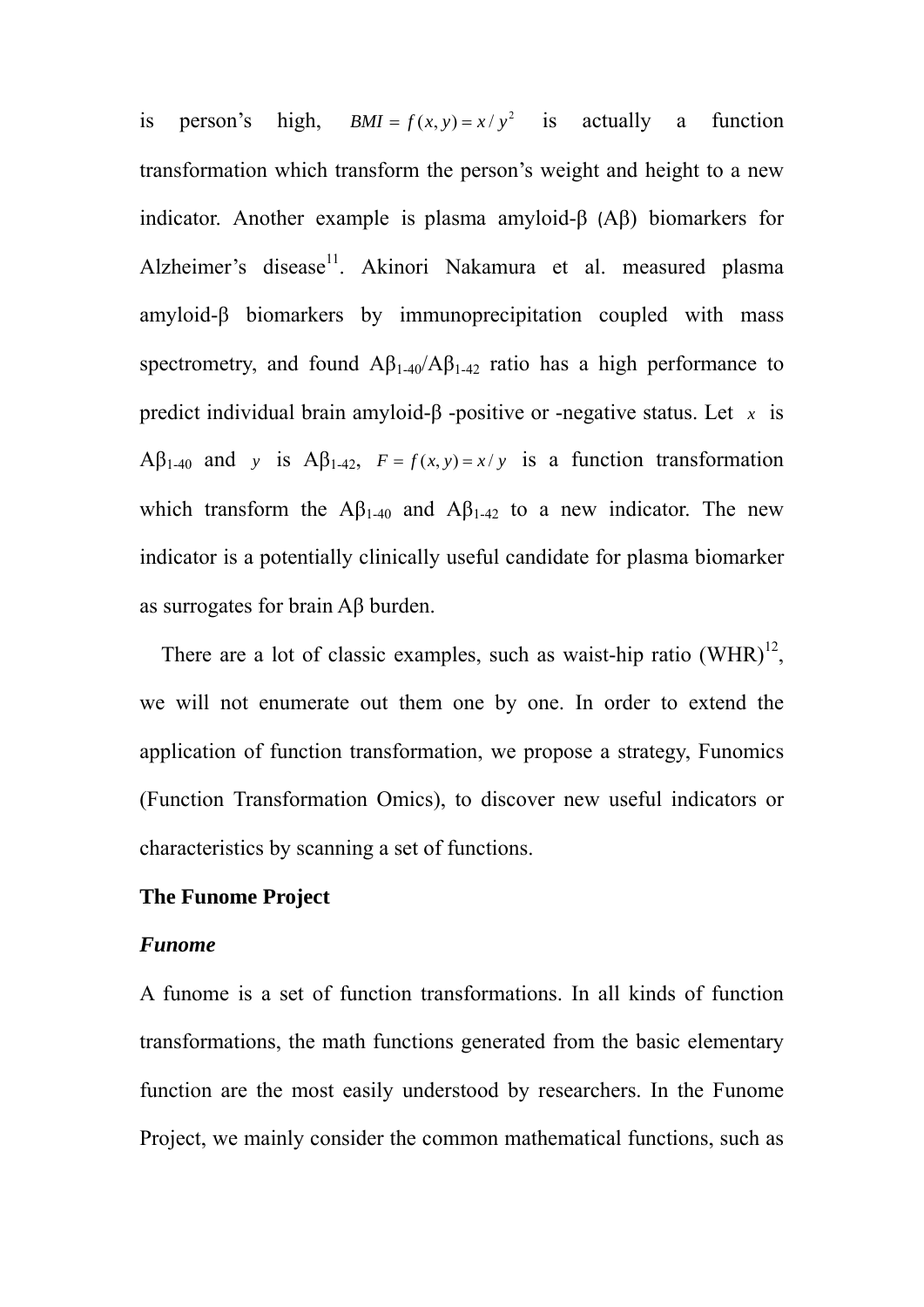is person's high, $BMI = f(x, y) = x / y^2$ is actually a function transformation which transform the person's weight and height to a new indicator. Another example is plasma amyloid-β (Aβ) biomarkers for Alzheimer's disease[11]. Akinori Nakamura et al. measured plasma amyloid-β biomarkers by immunoprecipitation coupled with mass spectrometry, and found $A\beta_{1\text{-}40}/A\beta_{1\text{-}42}$ ratio has a high performance to predict individual brain amyloid-β -positive or -negative status. Let $x$ is $A\beta_{1\text{-}40}$ and $y$ is $A\beta_{1\text{-}42}$, $F = f(x, y) = x / y$ is a function transformation which transform the $A\beta_{1\text{-}40}$ and $A\beta_{1\text{-}42}$ to a new indicator. The new indicator is a potentially clinically useful candidate for plasma biomarker as surrogates for brain Aβ burden.

There are a lot of classic examples, such as waist-hip ratio (WHR)[12], we will not enumerate out them one by one. In order to extend the application of function transformation, we propose a strategy, Funomics (Function Transformation Omics), to discover new useful indicators or characteristics by scanning a set of functions.

## The Funome Project

### *Funome*

A funome is a set of function transformations. In all kinds of function transformations, the math functions generated from the basic elementary function are the most easily understood by researchers. In the Funome Project, we mainly consider the common mathematical functions, such as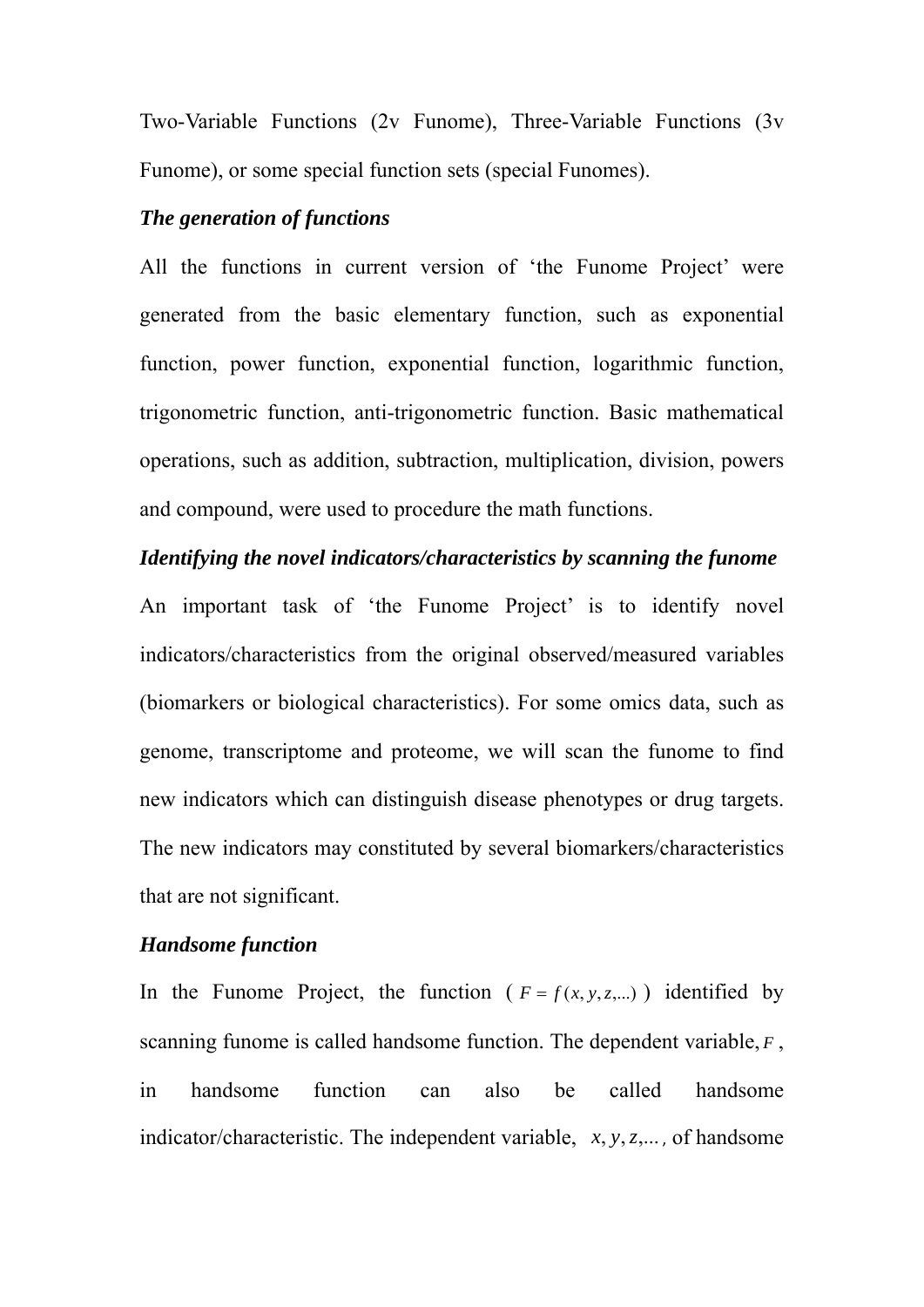Two-Variable Functions (2v Funome), Three-Variable Functions (3v Funome), or some special function sets (special Funomes).

***The generation of functions***

All the functions in current version of 'the Funome Project' were generated from the basic elementary function, such as exponential function, power function, exponential function, logarithmic function, trigonometric function, anti-trigonometric function. Basic mathematical operations, such as addition, subtraction, multiplication, division, powers and compound, were used to procedure the math functions.

***Identifying the novel indicators/characteristics by scanning the funome***

An important task of 'the Funome Project' is to identify novel indicators/characteristics from the original observed/measured variables (biomarkers or biological characteristics). For some omics data, such as genome, transcriptome and proteome, we will scan the funome to find new indicators which can distinguish disease phenotypes or drug targets. The new indicators may constituted by several biomarkers/characteristics that are not significant.

***Handsome function***

In the Funome Project, the function ( $F = f(x, y, z, \ldots)$ ) identified by scanning funome is called handsome function. The dependent variable, $F$ , in handsome function can also be called handsome indicator/characteristic. The independent variable, $x, y, z, \ldots$ , of handsome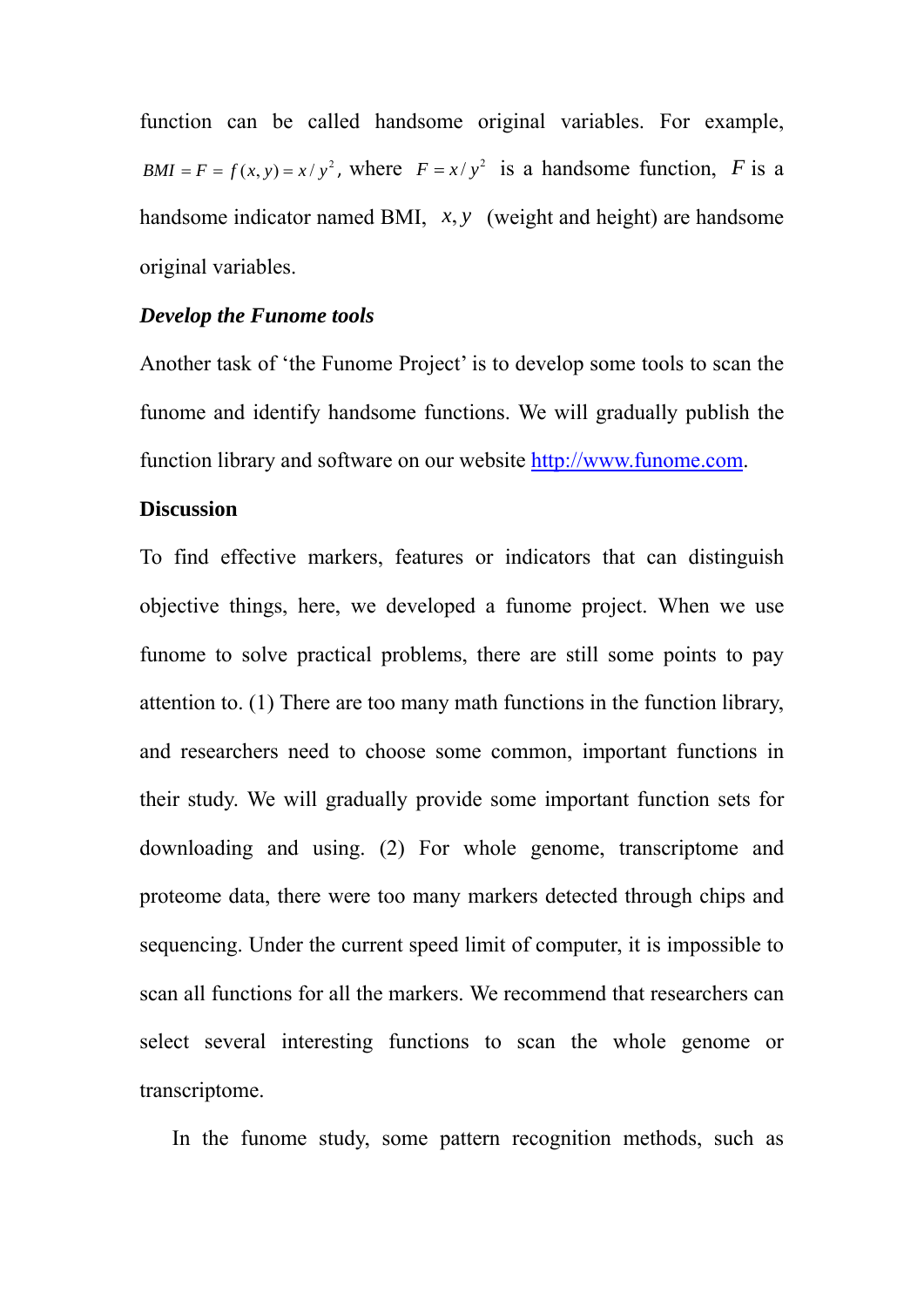function can be called handsome original variables. For example, $BMI = F = f(x, y) = x/y^2$, where $F = x/y^2$ is a handsome function, $F$ is a handsome indicator named BMI, $x, y$ (weight and height) are handsome original variables.

### *Develop the Funome tools*

Another task of 'the Funome Project' is to develop some tools to scan the funome and identify handsome functions. We will gradually publish the function library and software on our website [http://www.funome.com](http://www.funome.com).

## Discussion

To find effective markers, features or indicators that can distinguish objective things, here, we developed a funome project. When we use funome to solve practical problems, there are still some points to pay attention to. (1) There are too many math functions in the function library, and researchers need to choose some common, important functions in their study. We will gradually provide some important function sets for downloading and using. (2) For whole genome, transcriptome and proteome data, there were too many markers detected through chips and sequencing. Under the current speed limit of computer, it is impossible to scan all functions for all the markers. We recommend that researchers can select several interesting functions to scan the whole genome or transcriptome.

In the funome study, some pattern recognition methods, such as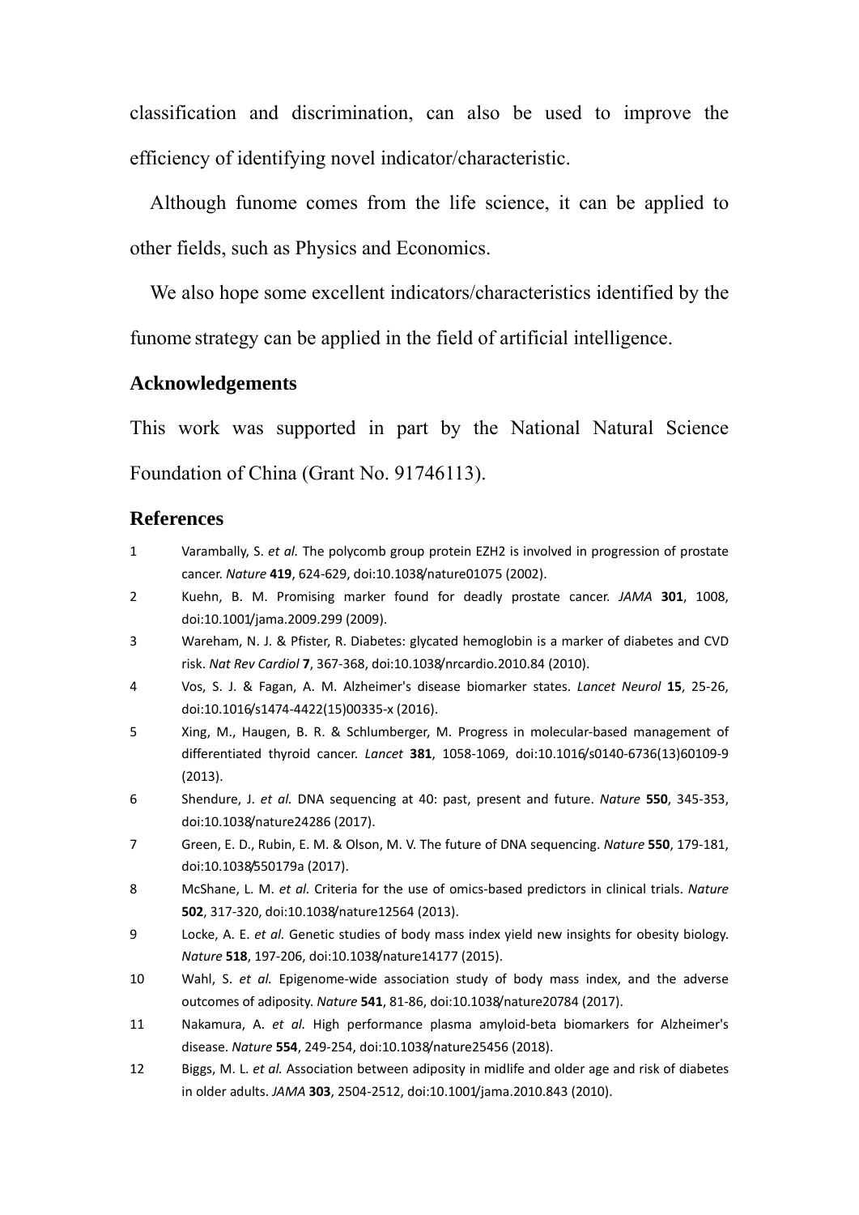classification and discrimination, can also be used to improve the efficiency of identifying novel indicator/characteristic.

Although funome comes from the life science, it can be applied to other fields, such as Physics and Economics.

We also hope some excellent indicators/characteristics identified by the funome strategy can be applied in the field of artificial intelligence.

## Acknowledgements

This work was supported in part by the National Natural Science Foundation of China (Grant No. 91746113).

## References

1. Varambally, S. *et al.* The polycomb group protein EZH2 is involved in progression of prostate cancer. *Nature* **419**, 624-629, doi:10.1038/nature01075 (2002).
2. Kuehn, B. M. Promising marker found for deadly prostate cancer. *JAMA* **301**, 1008, doi:10.1001/jama.2009.299 (2009).
3. Wareham, N. J. & Pfister, R. Diabetes: glycated hemoglobin is a marker of diabetes and CVD risk. *Nat Rev Cardiol* **7**, 367-368, doi:10.1038/nrcardio.2010.84 (2010).
4. Vos, S. J. & Fagan, A. M. Alzheimer's disease biomarker states. *Lancet Neurol* **15**, 25-26, doi:10.1016/s1474-4422(15)00335-x (2016).
5. Xing, M., Haugen, B. R. & Schlumberger, M. Progress in molecular-based management of differentiated thyroid cancer. *Lancet* **381**, 1058-1069, doi:10.1016/s0140-6736(13)60109-9 (2013).
6. Shendure, J. *et al.* DNA sequencing at 40: past, present and future. *Nature* **550**, 345-353, doi:10.1038/nature24286 (2017).
7. Green, E. D., Rubin, E. M. & Olson, M. V. The future of DNA sequencing. *Nature* **550**, 179-181, doi:10.1038/550179a (2017).
8. McShane, L. M. *et al.* Criteria for the use of omics-based predictors in clinical trials. *Nature* **502**, 317-320, doi:10.1038/nature12564 (2013).
9. Locke, A. E. *et al.* Genetic studies of body mass index yield new insights for obesity biology. *Nature* **518**, 197-206, doi:10.1038/nature14177 (2015).
10. Wahl, S. *et al.* Epigenome-wide association study of body mass index, and the adverse outcomes of adiposity. *Nature* **541**, 81-86, doi:10.1038/nature20784 (2017).
11. Nakamura, A. *et al.* High performance plasma amyloid-beta biomarkers for Alzheimer's disease. *Nature* **554**, 249-254, doi:10.1038/nature25456 (2018).
12. Biggs, M. L. *et al.* Association between adiposity in midlife and older age and risk of diabetes in older adults. *JAMA* **303**, 2504-2512, doi:10.1001/jama.2010.843 (2010).